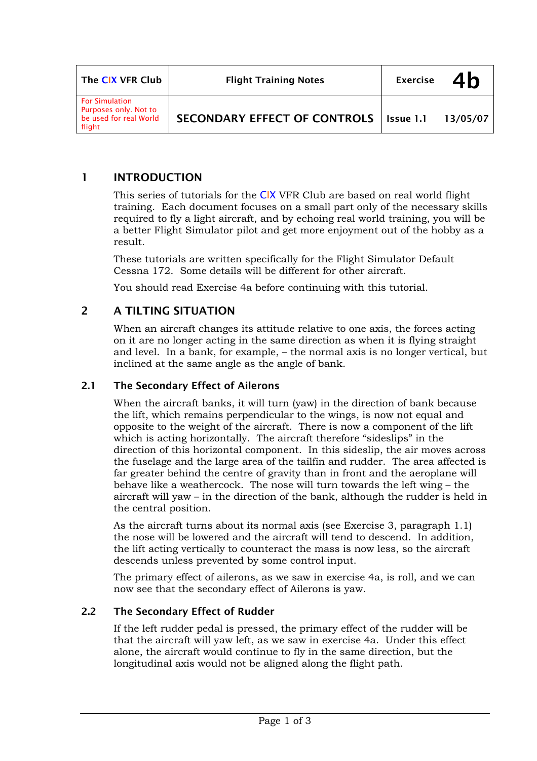| The CIX VFR Club | Flight Training Notes | Exercise | 4b |
|---|---|---|---|
| For Simulation Purposes only. Not to be used for real World flight | SECONDARY EFFECT OF CONTROLS | Issue 1.1 | 13/05/07 |

## 1 INTRODUCTION

This series of tutorials for the CIX VFR Club are based on real world flight training. Each document focuses on a small part only of the necessary skills required to fly a light aircraft, and by echoing real world training, you will be a better Flight Simulator pilot and get more enjoyment out of the hobby as a result.

These tutorials are written specifically for the Flight Simulator Default Cessna 172. Some details will be different for other aircraft.

You should read Exercise 4a before continuing with this tutorial.

## 2 A TILTING SITUATION

When an aircraft changes its attitude relative to one axis, the forces acting on it are no longer acting in the same direction as when it is flying straight and level. In a bank, for example, – the normal axis is no longer vertical, but inclined at the same angle as the angle of bank.

### 2.1 The Secondary Effect of Ailerons

When the aircraft banks, it will turn (yaw) in the direction of bank because the lift, which remains perpendicular to the wings, is now not equal and opposite to the weight of the aircraft. There is now a component of the lift which is acting horizontally. The aircraft therefore "sideslips" in the direction of this horizontal component. In this sideslip, the air moves across the fuselage and the large area of the tailfin and rudder. The area affected is far greater behind the centre of gravity than in front and the aeroplane will behave like a weathercock. The nose will turn towards the left wing – the aircraft will yaw – in the direction of the bank, although the rudder is held in the central position.

As the aircraft turns about its normal axis (see Exercise 3, paragraph 1.1) the nose will be lowered and the aircraft will tend to descend. In addition, the lift acting vertically to counteract the mass is now less, so the aircraft descends unless prevented by some control input.

The primary effect of ailerons, as we saw in exercise 4a, is roll, and we can now see that the secondary effect of Ailerons is yaw.

### 2.2 The Secondary Effect of Rudder

If the left rudder pedal is pressed, the primary effect of the rudder will be that the aircraft will yaw left, as we saw in exercise 4a. Under this effect alone, the aircraft would continue to fly in the same direction, but the longitudinal axis would not be aligned along the flight path.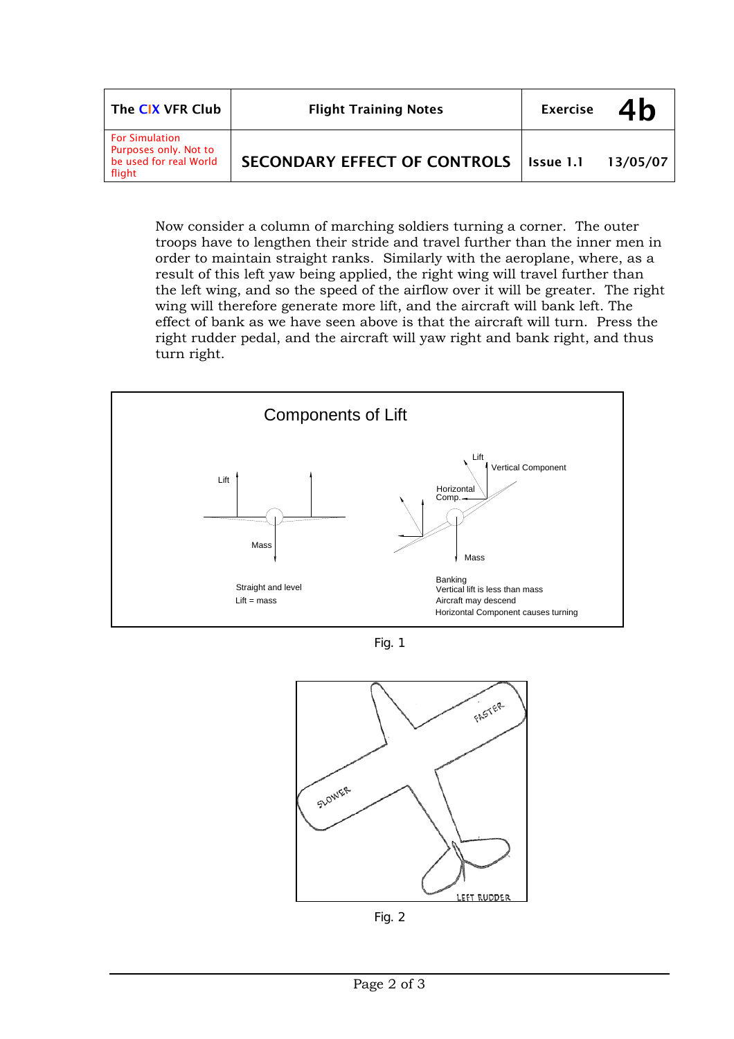Now consider a column of marching soldiers turning a corner. The outer troops have to lengthen their stride and travel further than the inner men in order to maintain straight ranks. Similarly with the aeroplane, where, as a result of this left yaw being applied, the right wing will travel further than the left wing, and so the speed of the airflow over it will be greater. The right wing will therefore generate more lift, and the aircraft will bank left. The effect of bank as we have seen above is that the aircraft will turn. Press the right rudder pedal, and the aircraft will yaw right and bank right, and thus turn right.

Components of Lift

Lift

Mass

Straight and level
Lift = mass

Lift
Vertical Component
Horizontal Comp.

Mass

Banking
Vertical lift is less than mass
Aircraft may descend
Horizontal Component causes turning

Fig. 1

FASTER

SLOWER

LEFT RUDDER

Fig. 2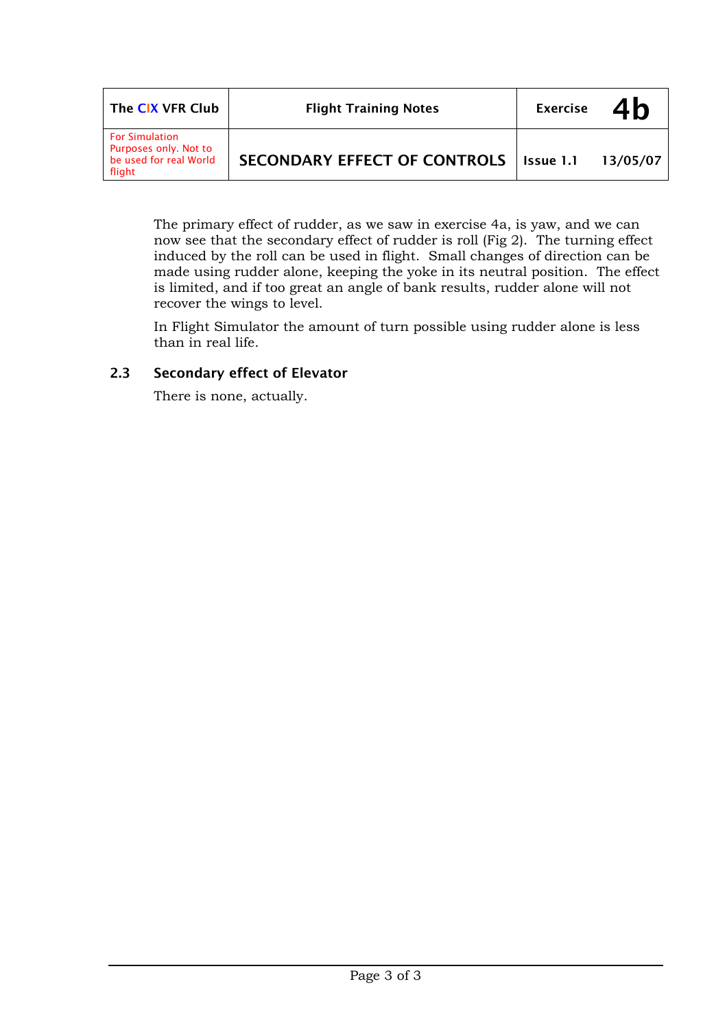The primary effect of rudder, as we saw in exercise 4a, is yaw, and we can now see that the secondary effect of rudder is roll (Fig 2). The turning effect induced by the roll can be used in flight. Small changes of direction can be made using rudder alone, keeping the yoke in its neutral position. The effect is limited, and if too great an angle of bank results, rudder alone will not recover the wings to level.

In Flight Simulator the amount of turn possible using rudder alone is less than in real life.

### 2.3 Secondary effect of Elevator

There is none, actually.